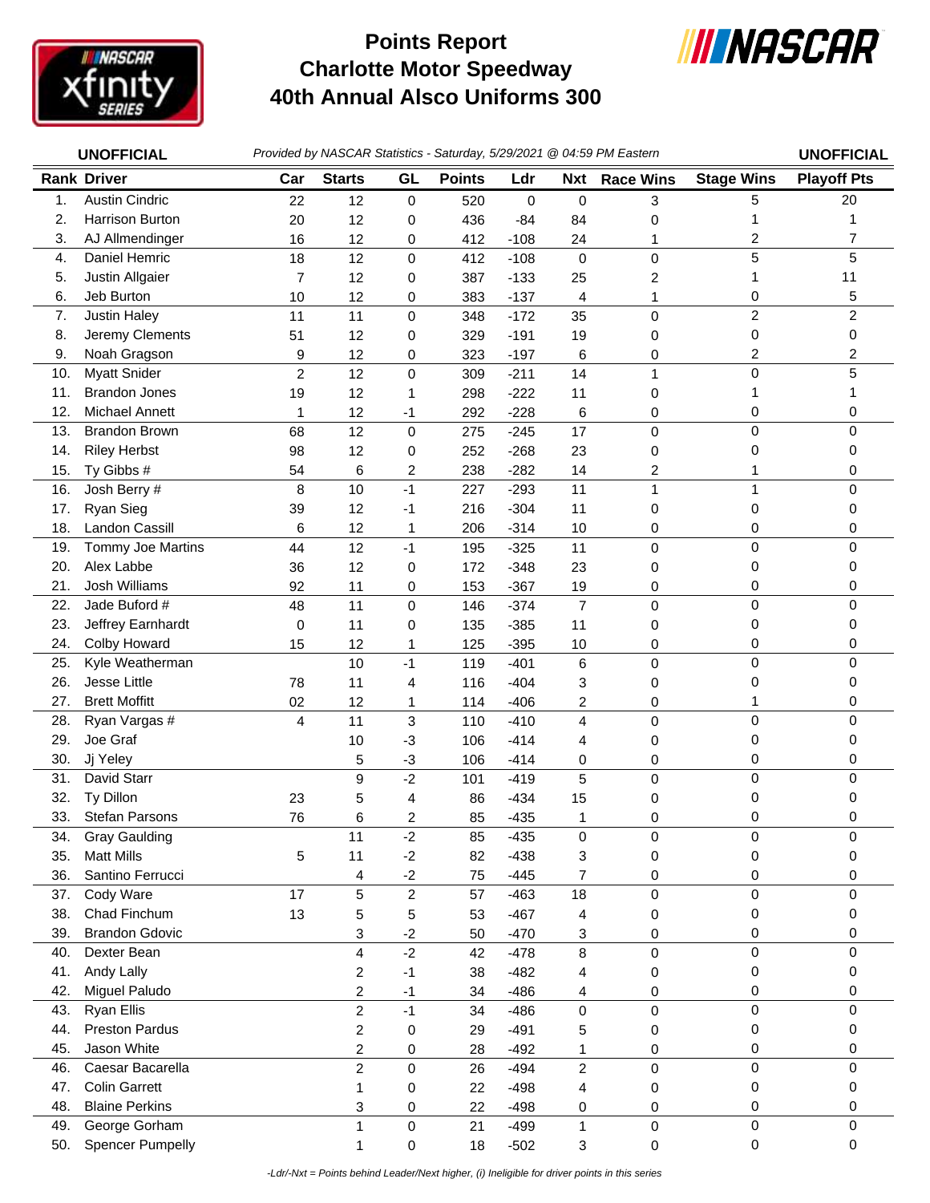# Points Report
# Charlotte Motor Speedway
# 40th Annual Alsco Uniforms 300

**UNOFFICIAL** *Provided by NASCAR Statistics - Saturday, 5/29/2021 @ 04:59 PM Eastern* **UNOFFICIAL**

| Rank | Driver | Car | Starts | GL | Points | Ldr | Nxt | Race Wins | Stage Wins | Playoff Pts |
|---|---|---|---|---|---|---|---|---|---|---|
| 1. | Austin Cindric | 22 | 12 | 0 | 520 | 0 | 0 | 3 | 5 | 20 |
| 2. | Harrison Burton | 20 | 12 | 0 | 436 | -84 | 84 | 0 | 1 | 1 |
| 3. | AJ Allmendinger | 16 | 12 | 0 | 412 | -108 | 24 | 1 | 2 | 7 |
| 4. | Daniel Hemric | 18 | 12 | 0 | 412 | -108 | 0 | 0 | 5 | 5 |
| 5. | Justin Allgaier | 7 | 12 | 0 | 387 | -133 | 25 | 2 | 1 | 11 |
| 6. | Jeb Burton | 10 | 12 | 0 | 383 | -137 | 4 | 1 | 0 | 5 |
| 7. | Justin Haley | 11 | 11 | 0 | 348 | -172 | 35 | 0 | 2 | 2 |
| 8. | Jeremy Clements | 51 | 12 | 0 | 329 | -191 | 19 | 0 | 0 | 0 |
| 9. | Noah Gragson | 9 | 12 | 0 | 323 | -197 | 6 | 0 | 2 | 2 |
| 10. | Myatt Snider | 2 | 12 | 0 | 309 | -211 | 14 | 1 | 0 | 5 |
| 11. | Brandon Jones | 19 | 12 | 1 | 298 | -222 | 11 | 0 | 1 | 1 |
| 12. | Michael Annett | 1 | 12 | -1 | 292 | -228 | 6 | 0 | 0 | 0 |
| 13. | Brandon Brown | 68 | 12 | 0 | 275 | -245 | 17 | 0 | 0 | 0 |
| 14. | Riley Herbst | 98 | 12 | 0 | 252 | -268 | 23 | 0 | 0 | 0 |
| 15. | Ty Gibbs # | 54 | 6 | 2 | 238 | -282 | 14 | 2 | 1 | 0 |
| 16. | Josh Berry # | 8 | 10 | -1 | 227 | -293 | 11 | 1 | 1 | 0 |
| 17. | Ryan Sieg | 39 | 12 | -1 | 216 | -304 | 11 | 0 | 0 | 0 |
| 18. | Landon Cassill | 6 | 12 | 1 | 206 | -314 | 10 | 0 | 0 | 0 |
| 19. | Tommy Joe Martins | 44 | 12 | -1 | 195 | -325 | 11 | 0 | 0 | 0 |
| 20. | Alex Labbe | 36 | 12 | 0 | 172 | -348 | 23 | 0 | 0 | 0 |
| 21. | Josh Williams | 92 | 11 | 0 | 153 | -367 | 19 | 0 | 0 | 0 |
| 22. | Jade Buford # | 48 | 11 | 0 | 146 | -374 | 7 | 0 | 0 | 0 |
| 23. | Jeffrey Earnhardt | 0 | 11 | 0 | 135 | -385 | 11 | 0 | 0 | 0 |
| 24. | Colby Howard | 15 | 12 | 1 | 125 | -395 | 10 | 0 | 0 | 0 |
| 25. | Kyle Weatherman | | 10 | -1 | 119 | -401 | 6 | 0 | 0 | 0 |
| 26. | Jesse Little | 78 | 11 | 4 | 116 | -404 | 3 | 0 | 0 | 0 |
| 27. | Brett Moffitt | 02 | 12 | 1 | 114 | -406 | 2 | 0 | 1 | 0 |
| 28. | Ryan Vargas # | 4 | 11 | 3 | 110 | -410 | 4 | 0 | 0 | 0 |
| 29. | Joe Graf | | 10 | -3 | 106 | -414 | 4 | 0 | 0 | 0 |
| 30. | Jj Yeley | | 5 | -3 | 106 | -414 | 0 | 0 | 0 | 0 |
| 31. | David Starr | | 9 | -2 | 101 | -419 | 5 | 0 | 0 | 0 |
| 32. | Ty Dillon | 23 | 5 | 4 | 86 | -434 | 15 | 0 | 0 | 0 |
| 33. | Stefan Parsons | 76 | 6 | 2 | 85 | -435 | 1 | 0 | 0 | 0 |
| 34. | Gray Gaulding | | 11 | -2 | 85 | -435 | 0 | 0 | 0 | 0 |
| 35. | Matt Mills | 5 | 11 | -2 | 82 | -438 | 3 | 0 | 0 | 0 |
| 36. | Santino Ferrucci | | 4 | -2 | 75 | -445 | 7 | 0 | 0 | 0 |
| 37. | Cody Ware | 17 | 5 | 2 | 57 | -463 | 18 | 0 | 0 | 0 |
| 38. | Chad Finchum | 13 | 5 | 5 | 53 | -467 | 4 | 0 | 0 | 0 |
| 39. | Brandon Gdovic | | 3 | -2 | 50 | -470 | 3 | 0 | 0 | 0 |
| 40. | Dexter Bean | | 4 | -2 | 42 | -478 | 8 | 0 | 0 | 0 |
| 41. | Andy Lally | | 2 | -1 | 38 | -482 | 4 | 0 | 0 | 0 |
| 42. | Miguel Paludo | | 2 | -1 | 34 | -486 | 4 | 0 | 0 | 0 |
| 43. | Ryan Ellis | | 2 | -1 | 34 | -486 | 0 | 0 | 0 | 0 |
| 44. | Preston Pardus | | 2 | 0 | 29 | -491 | 5 | 0 | 0 | 0 |
| 45. | Jason White | | 2 | 0 | 28 | -492 | 1 | 0 | 0 | 0 |
| 46. | Caesar Bacarella | | 2 | 0 | 26 | -494 | 2 | 0 | 0 | 0 |
| 47. | Colin Garrett | | 1 | 0 | 22 | -498 | 4 | 0 | 0 | 0 |
| 48. | Blaine Perkins | | 3 | 0 | 22 | -498 | 0 | 0 | 0 | 0 |
| 49. | George Gorham | | 1 | 0 | 21 | -499 | 1 | 0 | 0 | 0 |
| 50. | Spencer Pumpelly | | 1 | 0 | 18 | -502 | 3 | 0 | 0 | 0 |

*-Ldr/-Nxt = Points behind Leader/Next higher, (i) Ineligible for driver points in this series*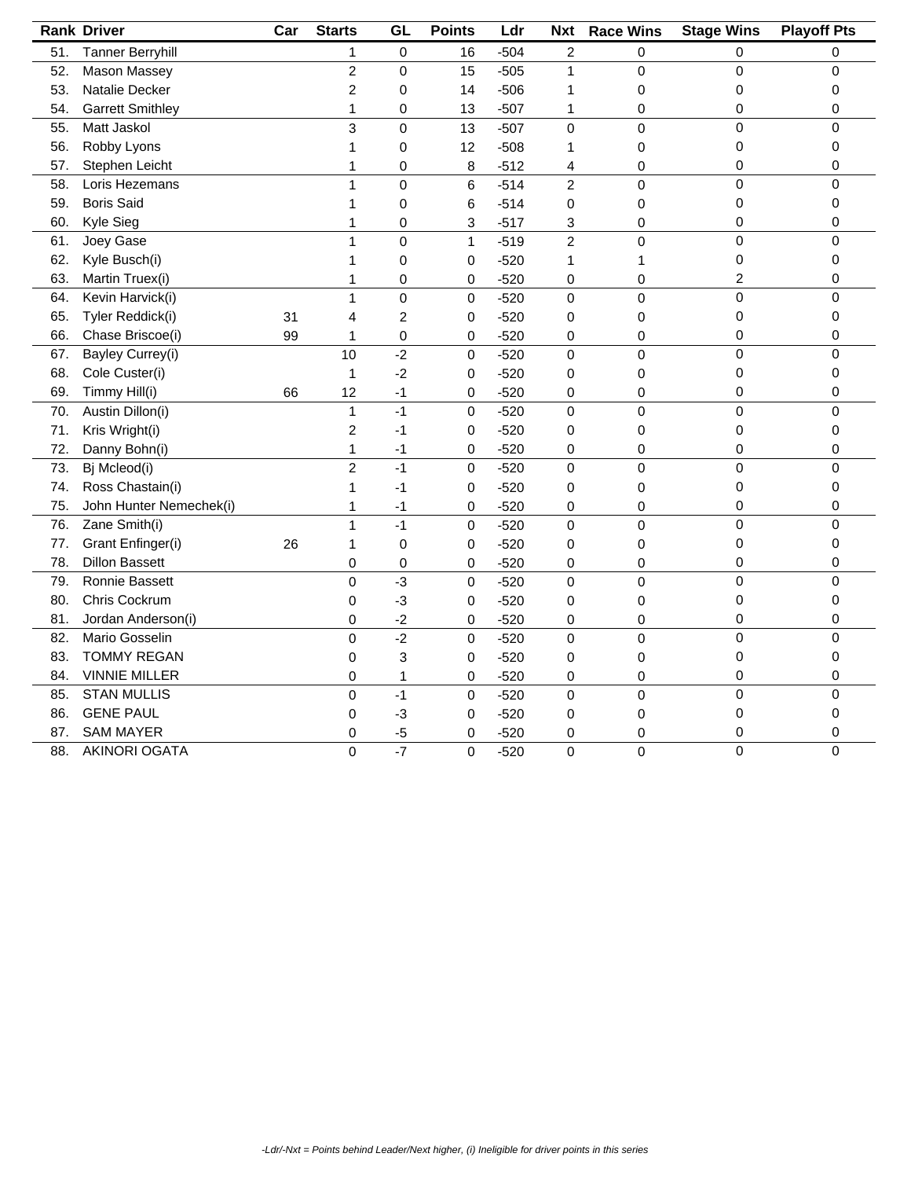| Rank | Driver | Car | Starts | GL | Points | Ldr | Nxt | Race Wins | Stage Wins | Playoff Pts |
|---|---|---|---|---|---|---|---|---|---|---|
| 51. | Tanner Berryhill | | 1 | 0 | 16 | -504 | 2 | 0 | 0 | 0 |
| 52. | Mason Massey | | 2 | 0 | 15 | -505 | 1 | 0 | 0 | 0 |
| 53. | Natalie Decker | | 2 | 0 | 14 | -506 | 1 | 0 | 0 | 0 |
| 54. | Garrett Smithley | | 1 | 0 | 13 | -507 | 1 | 0 | 0 | 0 |
| 55. | Matt Jaskol | | 3 | 0 | 13 | -507 | 0 | 0 | 0 | 0 |
| 56. | Robby Lyons | | 1 | 0 | 12 | -508 | 1 | 0 | 0 | 0 |
| 57. | Stephen Leicht | | 1 | 0 | 8 | -512 | 4 | 0 | 0 | 0 |
| 58. | Loris Hezemans | | 1 | 0 | 6 | -514 | 2 | 0 | 0 | 0 |
| 59. | Boris Said | | 1 | 0 | 6 | -514 | 0 | 0 | 0 | 0 |
| 60. | Kyle Sieg | | 1 | 0 | 3 | -517 | 3 | 0 | 0 | 0 |
| 61. | Joey Gase | | 1 | 0 | 1 | -519 | 2 | 0 | 0 | 0 |
| 62. | Kyle Busch(i) | | 1 | 0 | 0 | -520 | 1 | 1 | 0 | 0 |
| 63. | Martin Truex(i) | | 1 | 0 | 0 | -520 | 0 | 0 | 2 | 0 |
| 64. | Kevin Harvick(i) | | 1 | 0 | 0 | -520 | 0 | 0 | 0 | 0 |
| 65. | Tyler Reddick(i) | 31 | 4 | 2 | 0 | -520 | 0 | 0 | 0 | 0 |
| 66. | Chase Briscoe(i) | 99 | 1 | 0 | 0 | -520 | 0 | 0 | 0 | 0 |
| 67. | Bayley Currey(i) | | 10 | -2 | 0 | -520 | 0 | 0 | 0 | 0 |
| 68. | Cole Custer(i) | | 1 | -2 | 0 | -520 | 0 | 0 | 0 | 0 |
| 69. | Timmy Hill(i) | 66 | 12 | -1 | 0 | -520 | 0 | 0 | 0 | 0 |
| 70. | Austin Dillon(i) | | 1 | -1 | 0 | -520 | 0 | 0 | 0 | 0 |
| 71. | Kris Wright(i) | | 2 | -1 | 0 | -520 | 0 | 0 | 0 | 0 |
| 72. | Danny Bohn(i) | | 1 | -1 | 0 | -520 | 0 | 0 | 0 | 0 |
| 73. | Bj Mcleod(i) | | 2 | -1 | 0 | -520 | 0 | 0 | 0 | 0 |
| 74. | Ross Chastain(i) | | 1 | -1 | 0 | -520 | 0 | 0 | 0 | 0 |
| 75. | John Hunter Nemechek(i) | | 1 | -1 | 0 | -520 | 0 | 0 | 0 | 0 |
| 76. | Zane Smith(i) | | 1 | -1 | 0 | -520 | 0 | 0 | 0 | 0 |
| 77. | Grant Enfinger(i) | 26 | 1 | 0 | 0 | -520 | 0 | 0 | 0 | 0 |
| 78. | Dillon Bassett | | 0 | 0 | 0 | -520 | 0 | 0 | 0 | 0 |
| 79. | Ronnie Bassett | | 0 | -3 | 0 | -520 | 0 | 0 | 0 | 0 |
| 80. | Chris Cockrum | | 0 | -3 | 0 | -520 | 0 | 0 | 0 | 0 |
| 81. | Jordan Anderson(i) | | 0 | -2 | 0 | -520 | 0 | 0 | 0 | 0 |
| 82. | Mario Gosselin | | 0 | -2 | 0 | -520 | 0 | 0 | 0 | 0 |
| 83. | TOMMY REGAN | | 0 | 3 | 0 | -520 | 0 | 0 | 0 | 0 |
| 84. | VINNIE MILLER | | 0 | 1 | 0 | -520 | 0 | 0 | 0 | 0 |
| 85. | STAN MULLIS | | 0 | -1 | 0 | -520 | 0 | 0 | 0 | 0 |
| 86. | GENE PAUL | | 0 | -3 | 0 | -520 | 0 | 0 | 0 | 0 |
| 87. | SAM MAYER | | 0 | -5 | 0 | -520 | 0 | 0 | 0 | 0 |
| 88. | AKINORI OGATA | | 0 | -7 | 0 | -520 | 0 | 0 | 0 | 0 |

*-Ldr/-Nxt = Points behind Leader/Next higher, (i) Ineligible for driver points in this series*